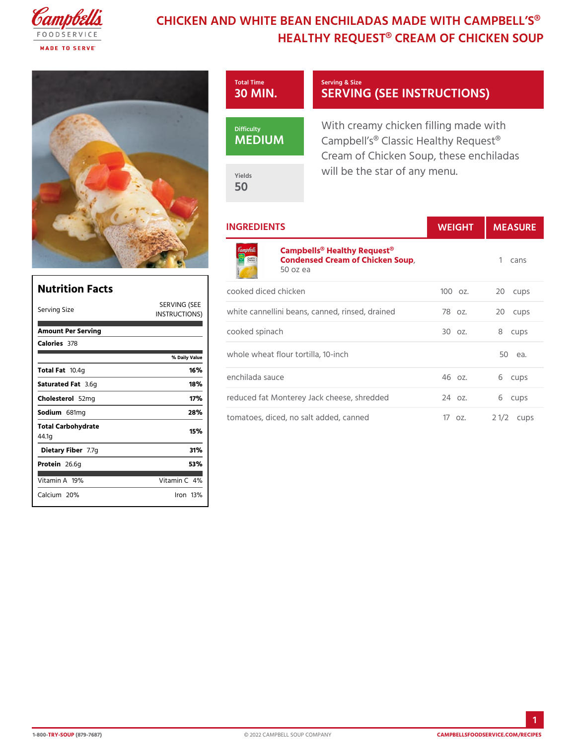# CHICKEN AND WHITE BEAN ENCHILADAS MADE WITH CAMPBELL'S® HEALTHY REQUEST® CREAM OF CHICKEN SOUP

**Total Time**
30 MIN.

**Serving & Size**
SERVING (SEE INSTRUCTIONS)

**Difficulty**
MEDIUM

**Yields**
50

With creamy chicken filling made with Campbell's® Classic Healthy Request® Cream of Chicken Soup, these enchiladas will be the star of any menu.

## Nutrition Facts

| | |
|---|---|
| Serving Size | SERVING (SEE INSTRUCTIONS) |
| **Amount Per Serving** | |
| **Calories** 378 | |
| | **% Daily Value** |
| **Total Fat** 10.4g | **16%** |
| **Saturated Fat** 3.6g | **18%** |
| **Cholesterol** 52mg | **17%** |
| **Sodium** 681mg | **28%** |
| **Total Carbohydrate** 44.1g | **15%** |
| **Dietary Fiber** 7.7g | **31%** |
| **Protein** 26.6g | **53%** |
| Vitamin A 19% | Vitamin C 4% |
| Calcium 20% | Iron 13% |

## INGREDIENTS

| Ingredient | WEIGHT | MEASURE |
|---|---|---|
| **Campbells® Healthy Request® Condensed Cream of Chicken Soup**, 50 oz ea | | 1 cans |
| cooked diced chicken | 100 oz. | 20 cups |
| white cannellini beans, canned, rinsed, drained | 78 oz. | 20 cups |
| cooked spinach | 30 oz. | 8 cups |
| whole wheat flour tortilla, 10-inch | | 50 ea. |
| enchilada sauce | 46 oz. | 6 cups |
| reduced fat Monterey Jack cheese, shredded | 24 oz. | 6 cups |
| tomatoes, diced, no salt added, canned | 17 oz. | 2 1/2 cups |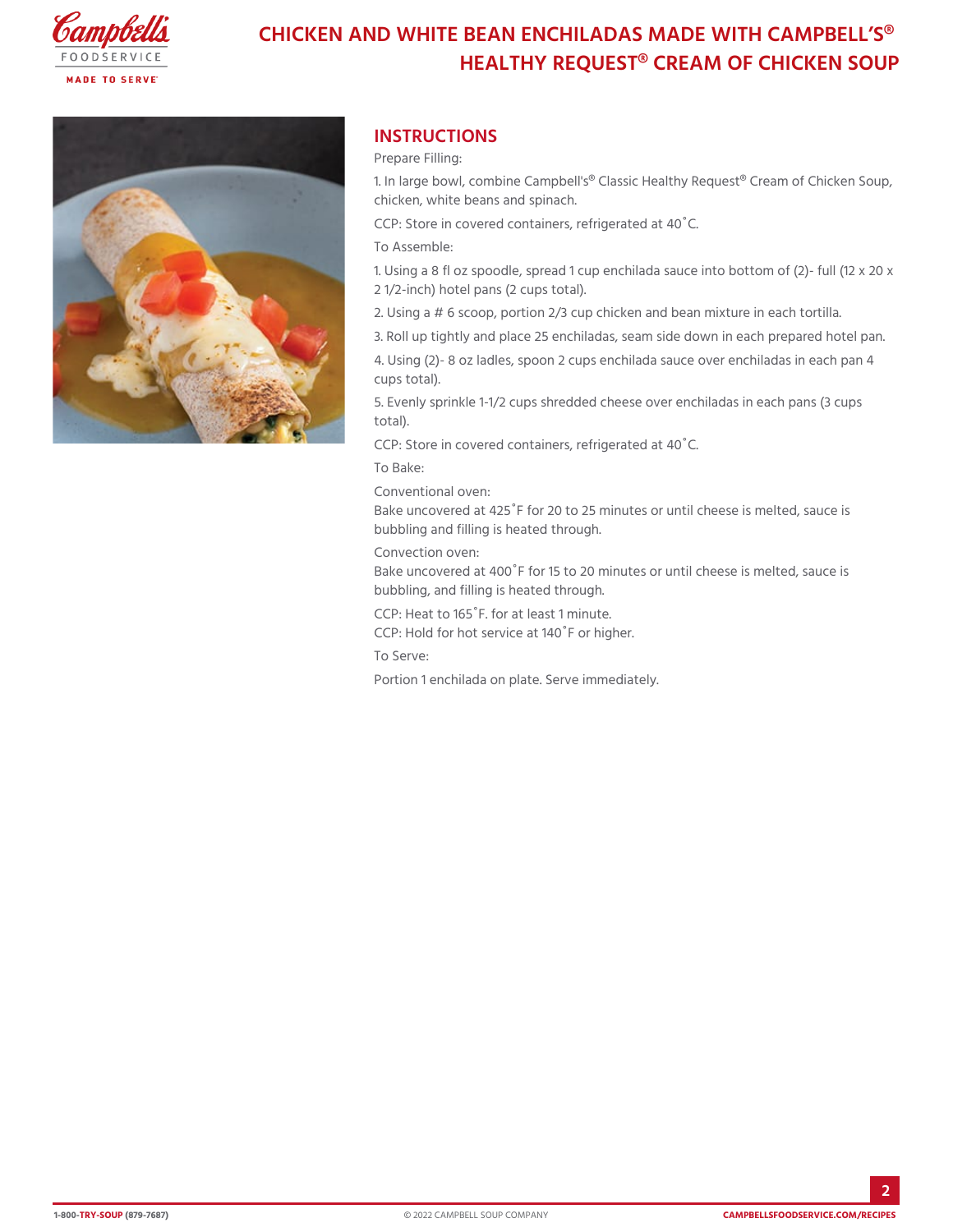## INSTRUCTIONS

Prepare Filling:

1. In large bowl, combine Campbell's® Classic Healthy Request® Cream of Chicken Soup, chicken, white beans and spinach.

CCP: Store in covered containers, refrigerated at 40˚C.

To Assemble:

1. Using a 8 fl oz spoodle, spread 1 cup enchilada sauce into bottom of (2)- full (12 x 20 x 2 1/2-inch) hotel pans (2 cups total).
2. Using a # 6 scoop, portion 2/3 cup chicken and bean mixture in each tortilla.
3. Roll up tightly and place 25 enchiladas, seam side down in each prepared hotel pan.
4. Using (2)- 8 oz ladles, spoon 2 cups enchilada sauce over enchiladas in each pan 4 cups total).
5. Evenly sprinkle 1-1/2 cups shredded cheese over enchiladas in each pans (3 cups total).

CCP: Store in covered containers, refrigerated at 40˚C.

To Bake:

Conventional oven:
Bake uncovered at 425˚F for 20 to 25 minutes or until cheese is melted, sauce is bubbling and filling is heated through.

Convection oven:
Bake uncovered at 400˚F for 15 to 20 minutes or until cheese is melted, sauce is bubbling, and filling is heated through.

CCP: Heat to 165˚F. for at least 1 minute.
CCP: Hold for hot service at 140˚F or higher.

To Serve:

Portion 1 enchilada on plate. Serve immediately.